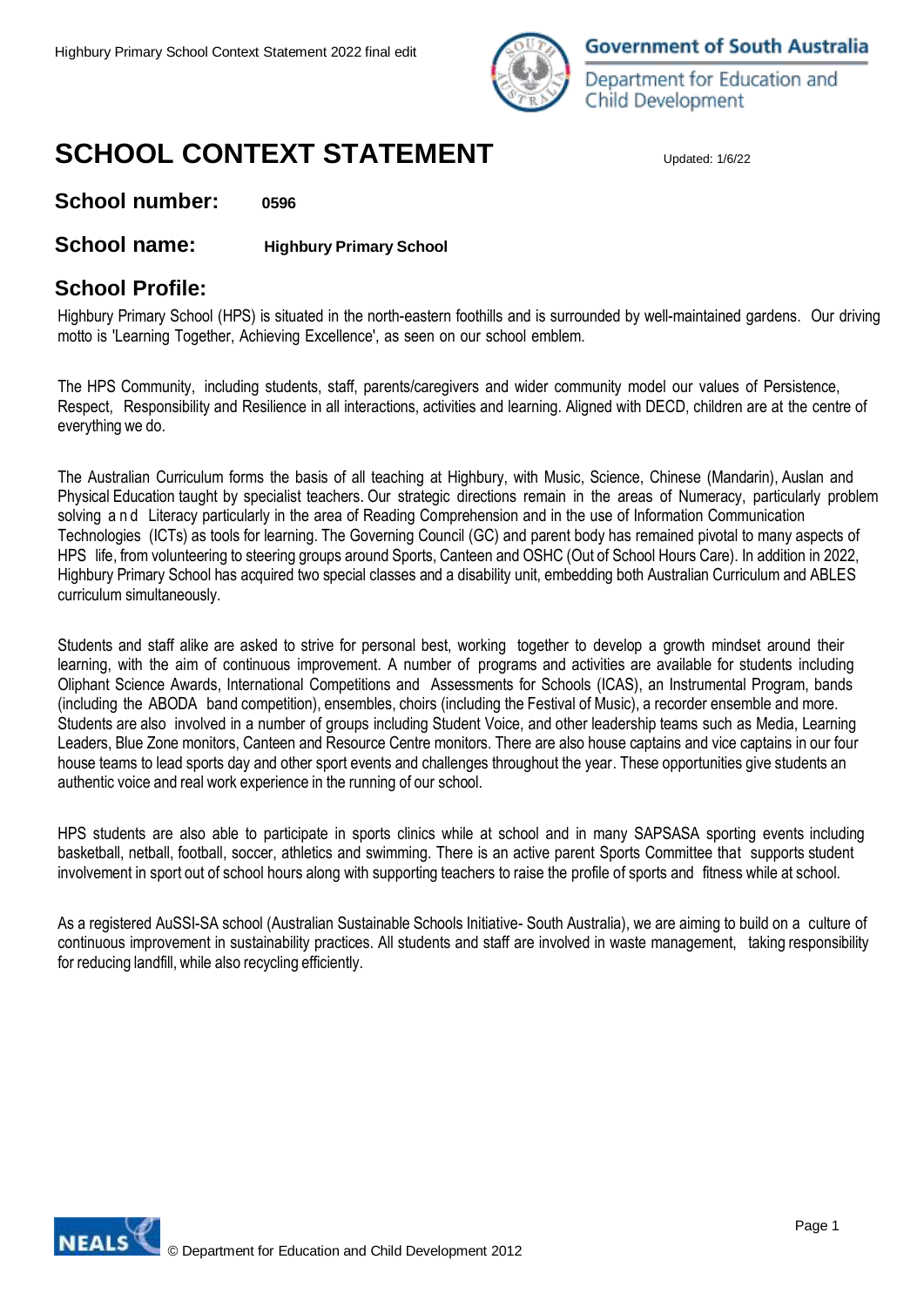# SCHOOL CONTEXT STATEMENT

Updated: 1/6/22

**School number:** **0596**

**School name:** **Highbury Primary School**

## School Profile:

Highbury Primary School (HPS) is situated in the north-eastern foothills and is surrounded by well-maintained gardens. Our driving motto is 'Learning Together, Achieving Excellence', as seen on our school emblem.

The HPS Community, including students, staff, parents/caregivers and wider community model our values of Persistence, Respect, Responsibility and Resilience in all interactions, activities and learning. Aligned with DECD, children are at the centre of everything we do.

The Australian Curriculum forms the basis of all teaching at Highbury, with Music, Science, Chinese (Mandarin), Auslan and Physical Education taught by specialist teachers. Our strategic directions remain in the areas of Numeracy, particularly problem solving and Literacy particularly in the area of Reading Comprehension and in the use of Information Communication Technologies (ICTs) as tools for learning. The Governing Council (GC) and parent body has remained pivotal to many aspects of HPS life, from volunteering to steering groups around Sports, Canteen and OSHC (Out of School Hours Care). In addition in 2022, Highbury Primary School has acquired two special classes and a disability unit, embedding both Australian Curriculum and ABLES curriculum simultaneously.

Students and staff alike are asked to strive for personal best, working together to develop a growth mindset around their learning, with the aim of continuous improvement. A number of programs and activities are available for students including Oliphant Science Awards, International Competitions and Assessments for Schools (ICAS), an Instrumental Program, bands (including the ABODA band competition), ensembles, choirs (including the Festival of Music), a recorder ensemble and more. Students are also involved in a number of groups including Student Voice, and other leadership teams such as Media, Learning Leaders, Blue Zone monitors, Canteen and Resource Centre monitors. There are also house captains and vice captains in our four house teams to lead sports day and other sport events and challenges throughout the year. These opportunities give students an authentic voice and real work experience in the running of our school.

HPS students are also able to participate in sports clinics while at school and in many SAPSASA sporting events including basketball, netball, football, soccer, athletics and swimming. There is an active parent Sports Committee that supports student involvement in sport out of school hours along with supporting teachers to raise the profile of sports and fitness while at school.

As a registered AuSSI-SA school (Australian Sustainable Schools Initiative- South Australia), we are aiming to build on a culture of continuous improvement in sustainability practices. All students and staff are involved in waste management, taking responsibility for reducing landfill, while also recycling efficiently.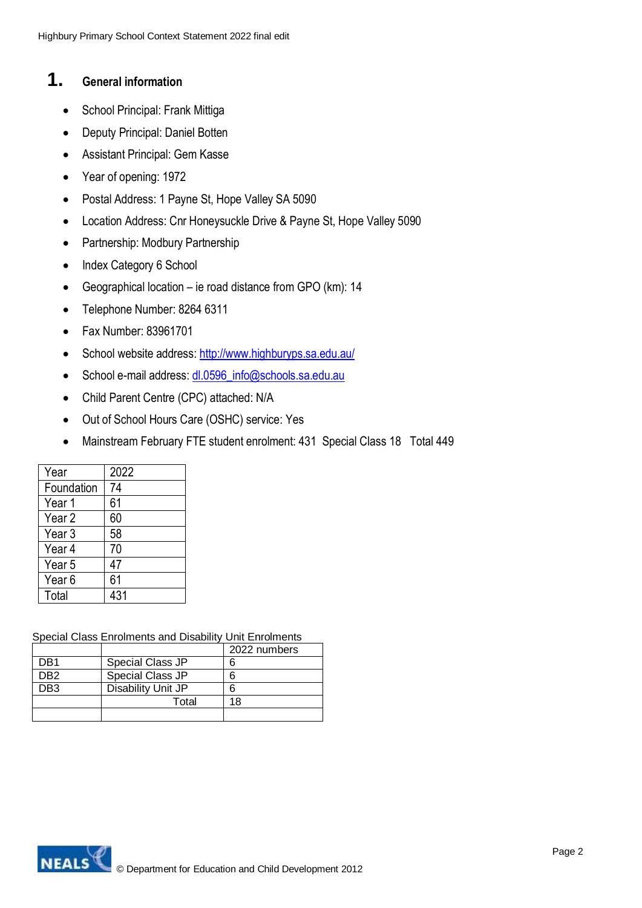## 1. General information

- School Principal: Frank Mittiga
- Deputy Principal: Daniel Botten
- Assistant Principal: Gem Kasse
- Year of opening: 1972
- Postal Address: 1 Payne St, Hope Valley SA 5090
- Location Address: Cnr Honeysuckle Drive & Payne St, Hope Valley 5090
- Partnership: Modbury Partnership
- Index Category 6 School
- Geographical location – ie road distance from GPO (km): 14
- Telephone Number: 8264 6311
- Fax Number: 83961701
- School website address: http://www.highburyps.sa.edu.au/
- School e-mail address: dl.0596_info@schools.sa.edu.au
- Child Parent Centre (CPC) attached: N/A
- Out of School Hours Care (OSHC) service: Yes
- Mainstream February FTE student enrolment: 431 Special Class 18 Total 449

| Year | 2022 |
|---|---|
| Foundation | 74 |
| Year 1 | 61 |
| Year 2 | 60 |
| Year 3 | 58 |
| Year 4 | 70 |
| Year 5 | 47 |
| Year 6 | 61 |
| Total | 431 |

Special Class Enrolments and Disability Unit Enrolments

| | | 2022 numbers |
|---|---|---|
| DB1 | Special Class JP | 6 |
| DB2 | Special Class JP | 6 |
| DB3 | Disability Unit JP | 6 |
| | Total | 18 |
| | | |

© Department for Education and Child Development 2012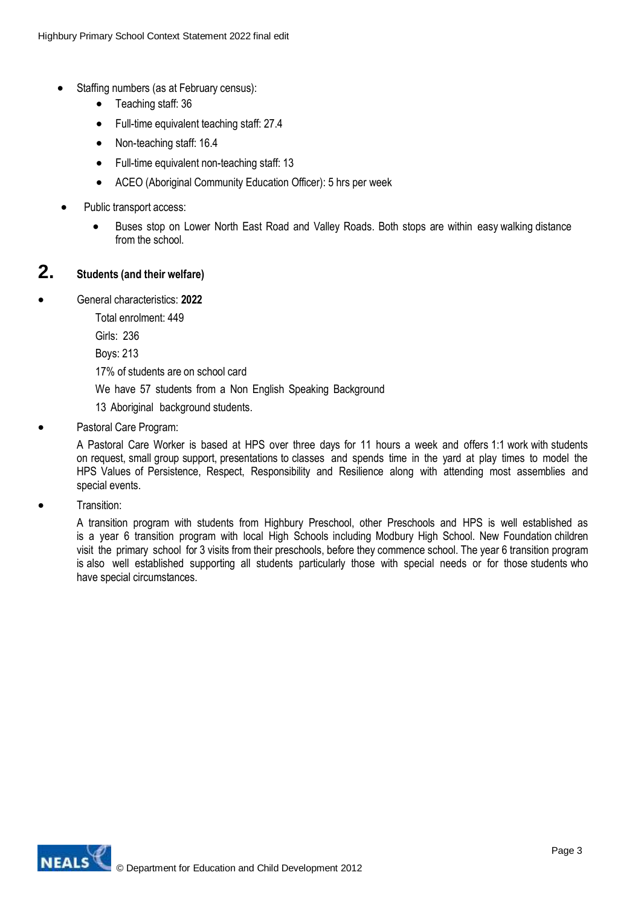- Staffing numbers (as at February census):
  - Teaching staff: 36
  - Full-time equivalent teaching staff: 27.4
  - Non-teaching staff: 16.4
  - Full-time equivalent non-teaching staff: 13
  - ACEO (Aboriginal Community Education Officer): 5 hrs per week
- Public transport access:
  - Buses stop on Lower North East Road and Valley Roads. Both stops are within easy walking distance from the school.

## 2. Students (and their welfare)

- General characteristics: **2022**

  Total enrolment: 449

  Girls: 236

  Boys: 213

  17% of students are on school card

  We have 57 students from a Non English Speaking Background

  13 Aboriginal background students.

- Pastoral Care Program:

  A Pastoral Care Worker is based at HPS over three days for 11 hours a week and offers 1:1 work with students on request, small group support, presentations to classes and spends time in the yard at play times to model the HPS Values of Persistence, Respect, Responsibility and Resilience along with attending most assemblies and special events.

- Transition:

  A transition program with students from Highbury Preschool, other Preschools and HPS is well established as is a year 6 transition program with local High Schools including Modbury High School. New Foundation children visit the primary school for 3 visits from their preschools, before they commence school. The year 6 transition program is also well established supporting all students particularly those with special needs or for those students who have special circumstances.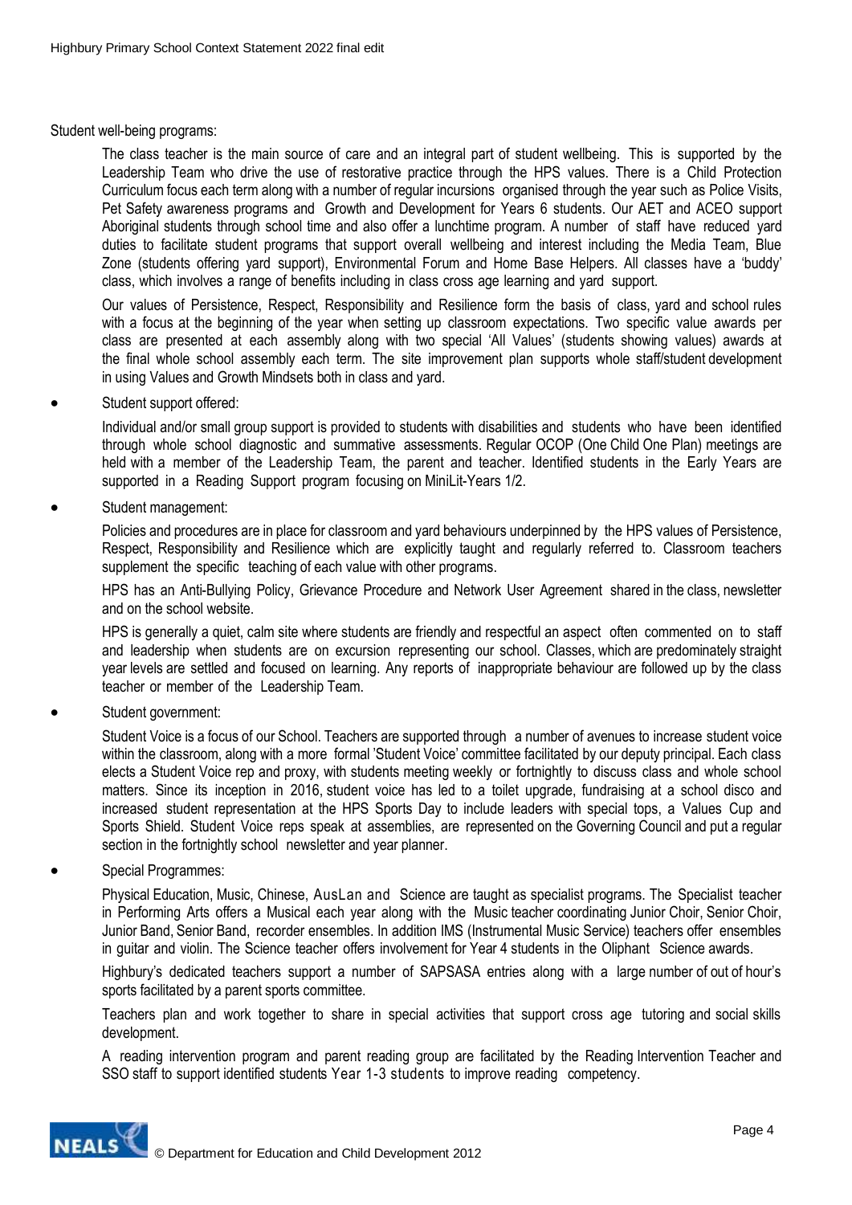Student well-being programs:

The class teacher is the main source of care and an integral part of student wellbeing. This is supported by the Leadership Team who drive the use of restorative practice through the HPS values. There is a Child Protection Curriculum focus each term along with a number of regular incursions organised through the year such as Police Visits, Pet Safety awareness programs and Growth and Development for Years 6 students. Our AET and ACEO support Aboriginal students through school time and also offer a lunchtime program. A number of staff have reduced yard duties to facilitate student programs that support overall wellbeing and interest including the Media Team, Blue Zone (students offering yard support), Environmental Forum and Home Base Helpers. All classes have a 'buddy' class, which involves a range of benefits including in class cross age learning and yard support.

Our values of Persistence, Respect, Responsibility and Resilience form the basis of class, yard and school rules with a focus at the beginning of the year when setting up classroom expectations. Two specific value awards per class are presented at each assembly along with two special 'All Values' (students showing values) awards at the final whole school assembly each term. The site improvement plan supports whole staff/student development in using Values and Growth Mindsets both in class and yard.

- Student support offered:

  Individual and/or small group support is provided to students with disabilities and students who have been identified through whole school diagnostic and summative assessments. Regular OCOP (One Child One Plan) meetings are held with a member of the Leadership Team, the parent and teacher. Identified students in the Early Years are supported in a Reading Support program focusing on MiniLit-Years 1/2.

- Student management:

  Policies and procedures are in place for classroom and yard behaviours underpinned by the HPS values of Persistence, Respect, Responsibility and Resilience which are explicitly taught and regularly referred to. Classroom teachers supplement the specific teaching of each value with other programs.

  HPS has an Anti-Bullying Policy, Grievance Procedure and Network User Agreement shared in the class, newsletter and on the school website.

  HPS is generally a quiet, calm site where students are friendly and respectful an aspect often commented on to staff and leadership when students are on excursion representing our school. Classes, which are predominately straight year levels are settled and focused on learning. Any reports of inappropriate behaviour are followed up by the class teacher or member of the Leadership Team.

- Student government:

  Student Voice is a focus of our School. Teachers are supported through a number of avenues to increase student voice within the classroom, along with a more formal 'Student Voice' committee facilitated by our deputy principal. Each class elects a Student Voice rep and proxy, with students meeting weekly or fortnightly to discuss class and whole school matters. Since its inception in 2016, student voice has led to a toilet upgrade, fundraising at a school disco and increased student representation at the HPS Sports Day to include leaders with special tops, a Values Cup and Sports Shield. Student Voice reps speak at assemblies, are represented on the Governing Council and put a regular section in the fortnightly school newsletter and year planner.

- Special Programmes:

  Physical Education, Music, Chinese, AusLan and Science are taught as specialist programs. The Specialist teacher in Performing Arts offers a Musical each year along with the Music teacher coordinating Junior Choir, Senior Choir, Junior Band, Senior Band, recorder ensembles. In addition IMS (Instrumental Music Service) teachers offer ensembles in guitar and violin. The Science teacher offers involvement for Year 4 students in the Oliphant Science awards.

  Highbury's dedicated teachers support a number of SAPSASA entries along with a large number of out of hour's sports facilitated by a parent sports committee.

  Teachers plan and work together to share in special activities that support cross age tutoring and social skills development.

  A reading intervention program and parent reading group are facilitated by the Reading Intervention Teacher and SSO staff to support identified students Year 1-3 students to improve reading competency.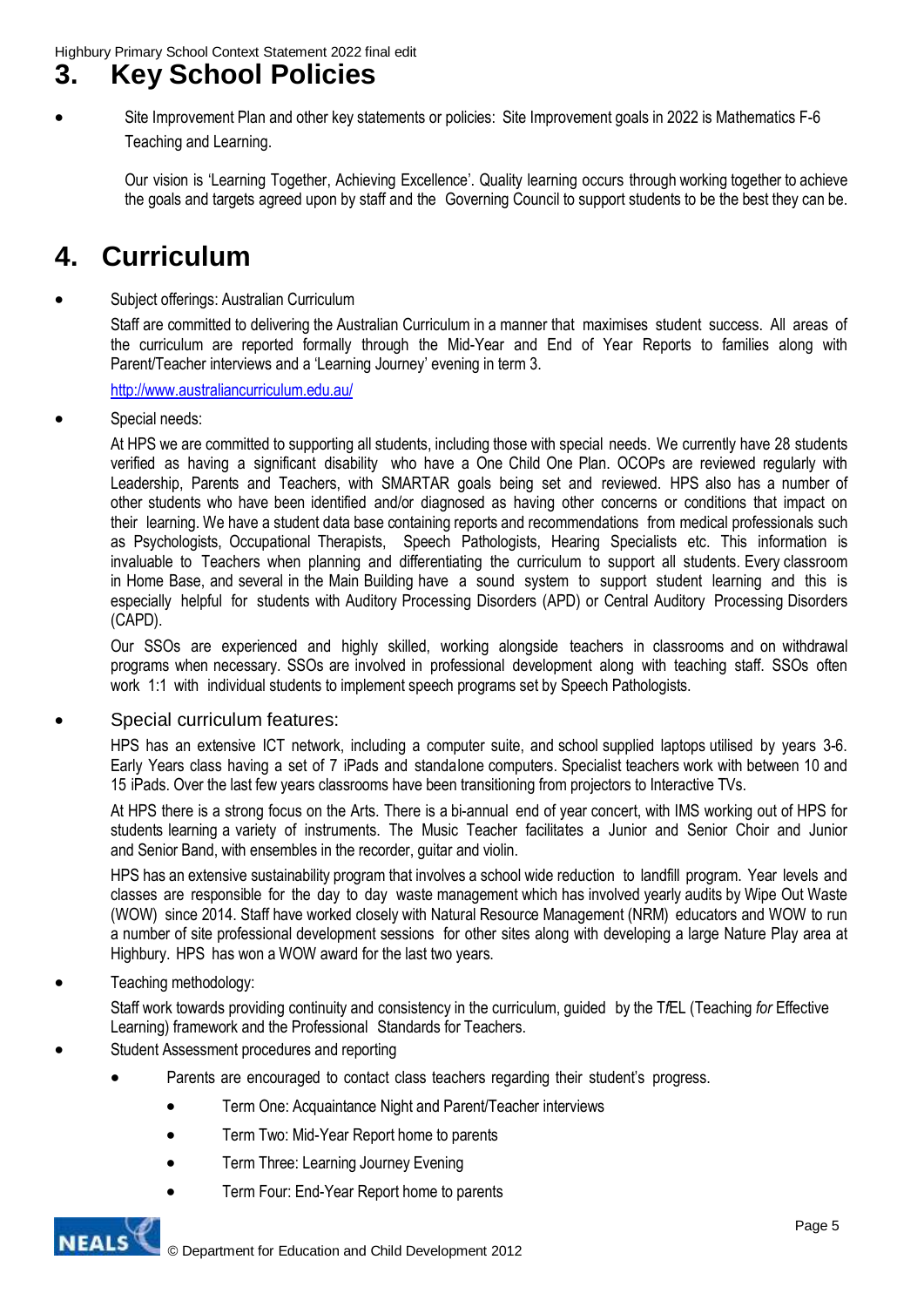## 3. Key School Policies

- Site Improvement Plan and other key statements or policies: Site Improvement goals in 2022 is Mathematics F-6 Teaching and Learning.

  Our vision is 'Learning Together, Achieving Excellence'. Quality learning occurs through working together to achieve the goals and targets agreed upon by staff and the Governing Council to support students to be the best they can be.

## 4. Curriculum

- Subject offerings: Australian Curriculum

  Staff are committed to delivering the Australian Curriculum in a manner that maximises student success. All areas of the curriculum are reported formally through the Mid-Year and End of Year Reports to families along with Parent/Teacher interviews and a 'Learning Journey' evening in term 3.

  http://www.australiancurriculum.edu.au/

- Special needs:

  At HPS we are committed to supporting all students, including those with special needs. We currently have 28 students verified as having a significant disability who have a One Child One Plan. OCOPs are reviewed regularly with Leadership, Parents and Teachers, with SMARTAR goals being set and reviewed. HPS also has a number of other students who have been identified and/or diagnosed as having other concerns or conditions that impact on their learning. We have a student data base containing reports and recommendations from medical professionals such as Psychologists, Occupational Therapists, Speech Pathologists, Hearing Specialists etc. This information is invaluable to Teachers when planning and differentiating the curriculum to support all students. Every classroom in Home Base, and several in the Main Building have a sound system to support student learning and this is especially helpful for students with Auditory Processing Disorders (APD) or Central Auditory Processing Disorders (CAPD).

  Our SSOs are experienced and highly skilled, working alongside teachers in classrooms and on withdrawal programs when necessary. SSOs are involved in professional development along with teaching staff. SSOs often work 1:1 with individual students to implement speech programs set by Speech Pathologists.

- Special curriculum features:

  HPS has an extensive ICT network, including a computer suite, and school supplied laptops utilised by years 3-6. Early Years class having a set of 7 iPads and standalone computers. Specialist teachers work with between 10 and 15 iPads. Over the last few years classrooms have been transitioning from projectors to Interactive TVs.

  At HPS there is a strong focus on the Arts. There is a bi-annual end of year concert, with IMS working out of HPS for students learning a variety of instruments. The Music Teacher facilitates a Junior and Senior Choir and Junior and Senior Band, with ensembles in the recorder, guitar and violin.

  HPS has an extensive sustainability program that involves a school wide reduction to landfill program. Year levels and classes are responsible for the day to day waste management which has involved yearly audits by Wipe Out Waste (WOW) since 2014. Staff have worked closely with Natural Resource Management (NRM) educators and WOW to run a number of site professional development sessions for other sites along with developing a large Nature Play area at Highbury. HPS has won a WOW award for the last two years.

- Teaching methodology:

  Staff work towards providing continuity and consistency in the curriculum, guided by the T*f*EL (Teaching *for* Effective Learning) framework and the Professional Standards for Teachers.

- Student Assessment procedures and reporting
  - Parents are encouraged to contact class teachers regarding their student's progress.
    - Term One: Acquaintance Night and Parent/Teacher interviews
    - Term Two: Mid-Year Report home to parents
    - Term Three: Learning Journey Evening
    - Term Four: End-Year Report home to parents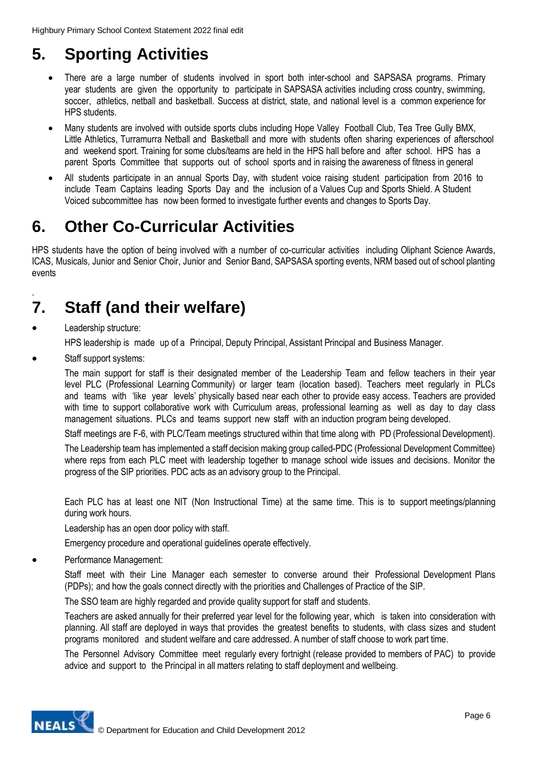## 5. Sporting Activities

- There are a large number of students involved in sport both inter-school and SAPSASA programs. Primary year students are given the opportunity to participate in SAPSASA activities including cross country, swimming, soccer, athletics, netball and basketball. Success at district, state, and national level is a common experience for HPS students.
- Many students are involved with outside sports clubs including Hope Valley Football Club, Tea Tree Gully BMX, Little Athletics, Turramurra Netball and Basketball and more with students often sharing experiences of afterschool and weekend sport. Training for some clubs/teams are held in the HPS hall before and after school. HPS has a parent Sports Committee that supports out of school sports and in raising the awareness of fitness in general
- All students participate in an annual Sports Day, with student voice raising student participation from 2016 to include Team Captains leading Sports Day and the inclusion of a Values Cup and Sports Shield. A Student Voiced subcommittee has now been formed to investigate further events and changes to Sports Day.

## 6. Other Co-Curricular Activities

HPS students have the option of being involved with a number of co-curricular activities including Oliphant Science Awards, ICAS, Musicals, Junior and Senior Choir, Junior and Senior Band, SAPSASA sporting events, NRM based out of school planting events

## 7. Staff (and their welfare)

- Leadership structure:

  HPS leadership is made up of a Principal, Deputy Principal, Assistant Principal and Business Manager.

- Staff support systems:

  The main support for staff is their designated member of the Leadership Team and fellow teachers in their year level PLC (Professional Learning Community) or larger team (location based). Teachers meet regularly in PLCs and teams with 'like year levels' physically based near each other to provide easy access. Teachers are provided with time to support collaborative work with Curriculum areas, professional learning as well as day to day class management situations. PLCs and teams support new staff with an induction program being developed.

  Staff meetings are F-6, with PLC/Team meetings structured within that time along with PD (Professional Development).

  The Leadership team has implemented a staff decision making group called-PDC (Professional Development Committee) where reps from each PLC meet with leadership together to manage school wide issues and decisions. Monitor the progress of the SIP priorities. PDC acts as an advisory group to the Principal.

  Each PLC has at least one NIT (Non Instructional Time) at the same time. This is to support meetings/planning during work hours.

  Leadership has an open door policy with staff.

  Emergency procedure and operational guidelines operate effectively.

- Performance Management:

  Staff meet with their Line Manager each semester to converse around their Professional Development Plans (PDPs); and how the goals connect directly with the priorities and Challenges of Practice of the SIP.

  The SSO team are highly regarded and provide quality support for staff and students.

  Teachers are asked annually for their preferred year level for the following year, which is taken into consideration with planning. All staff are deployed in ways that provides the greatest benefits to students, with class sizes and student programs monitored and student welfare and care addressed. A number of staff choose to work part time.

  The Personnel Advisory Committee meet regularly every fortnight (release provided to members of PAC) to provide advice and support to the Principal in all matters relating to staff deployment and wellbeing.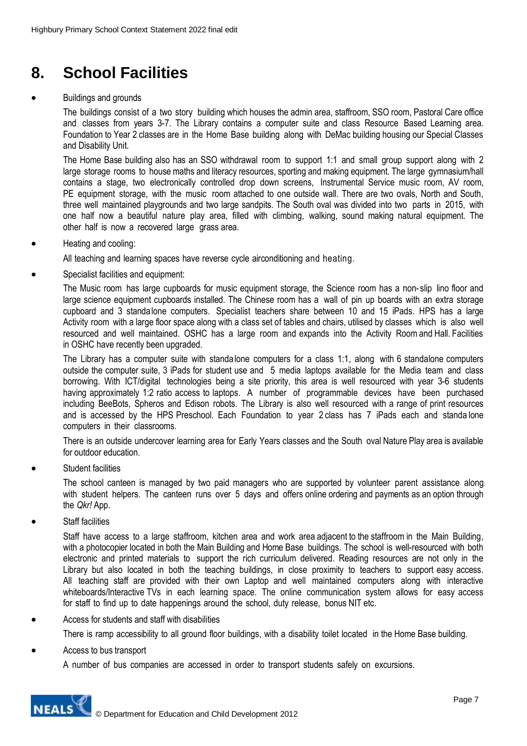# 8. School Facilities

- Buildings and grounds

  The buildings consist of a two story building which houses the admin area, staffroom, SSO room, Pastoral Care office and classes from years 3-7. The Library contains a computer suite and class Resource Based Learning area. Foundation to Year 2 classes are in the Home Base building along with DeMac building housing our Special Classes and Disability Unit.

  The Home Base building also has an SSO withdrawal room to support 1:1 and small group support along with 2 large storage rooms to house maths and literacy resources, sporting and making equipment. The large gymnasium/hall contains a stage, two electronically controlled drop down screens, Instrumental Service music room, AV room, PE equipment storage, with the music room attached to one outside wall. There are two ovals, North and South, three well maintained playgrounds and two large sandpits. The South oval was divided into two parts in 2015, with one half now a beautiful nature play area, filled with climbing, walking, sound making natural equipment. The other half is now a recovered large grass area.

- Heating and cooling:

  All teaching and learning spaces have reverse cycle airconditioning and heating.

- Specialist facilities and equipment:

  The Music room has large cupboards for music equipment storage, the Science room has a non-slip lino floor and large science equipment cupboards installed. The Chinese room has a wall of pin up boards with an extra storage cupboard and 3 standalone computers. Specialist teachers share between 10 and 15 iPads. HPS has a large Activity room with a large floor space along with a class set of tables and chairs, utilised by classes which is also well resourced and well maintained. OSHC has a large room and expands into the Activity Room and Hall. Facilities in OSHC have recently been upgraded.

  The Library has a computer suite with standalone computers for a class 1:1, along with 6 standalone computers outside the computer suite, 3 iPads for student use and 5 media laptops available for the Media team and class borrowing. With ICT/digital technologies being a site priority, this area is well resourced with year 3-6 students having approximately 1:2 ratio access to laptops. A number of programmable devices have been purchased including BeeBots, Spheros and Edison robots. The Library is also well resourced with a range of print resources and is accessed by the HPS Preschool. Each Foundation to year 2 class has 7 iPads each and standalone computers in their classrooms.

  There is an outside undercover learning area for Early Years classes and the South oval Nature Play area is available for outdoor education.

- Student facilities

  The school canteen is managed by two paid managers who are supported by volunteer parent assistance along with student helpers. The canteen runs over 5 days and offers online ordering and payments as an option through the *Qkr!* App.

- Staff facilities

  Staff have access to a large staffroom, kitchen area and work area adjacent to the staffroom in the Main Building, with a photocopier located in both the Main Building and Home Base buildings. The school is well-resourced with both electronic and printed materials to support the rich curriculum delivered. Reading resources are not only in the Library but also located in both the teaching buildings, in close proximity to teachers to support easy access. All teaching staff are provided with their own Laptop and well maintained computers along with interactive whiteboards/Interactive TVs in each learning space. The online communication system allows for easy access for staff to find up to date happenings around the school, duty release, bonus NIT etc.

- Access for students and staff with disabilities

  There is ramp accessibility to all ground floor buildings, with a disability toilet located in the Home Base building.

- Access to bus transport

  A number of bus companies are accessed in order to transport students safely on excursions.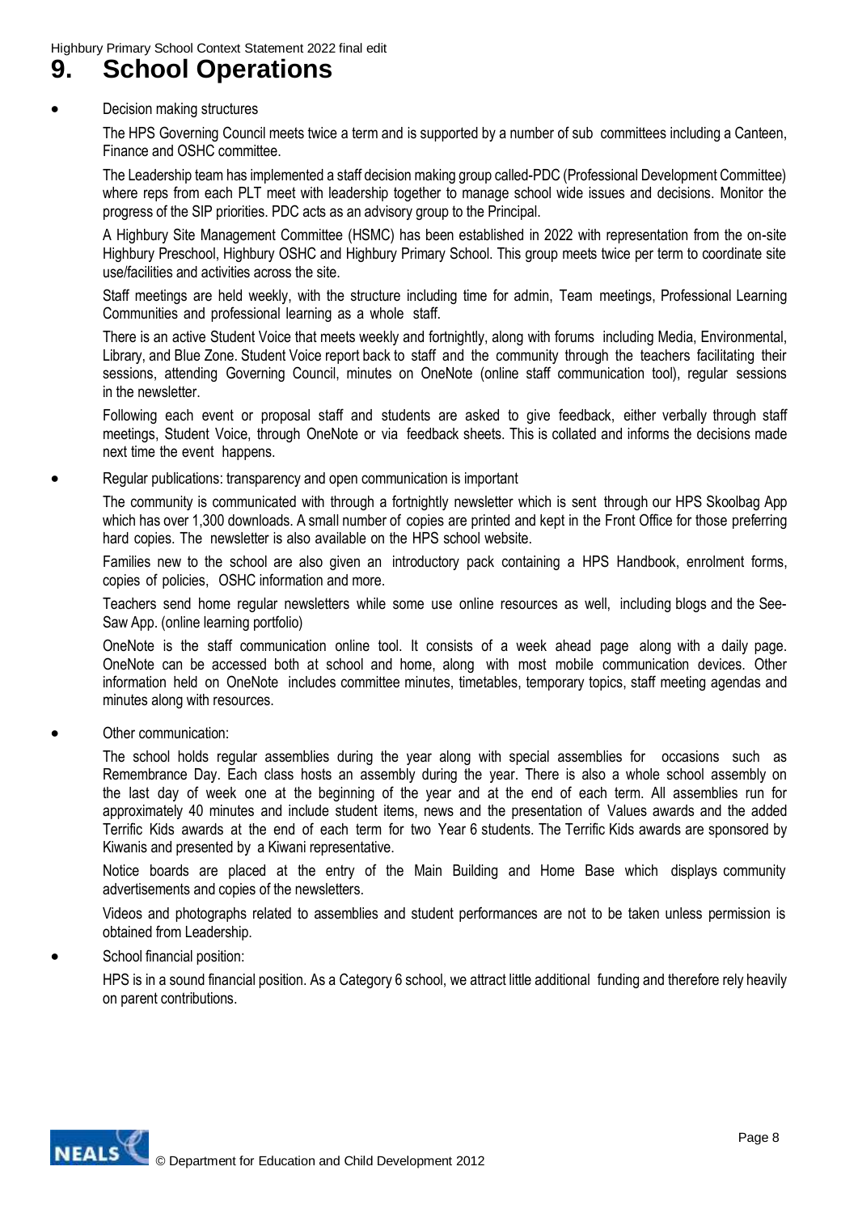# 9. School Operations

- Decision making structures

  The HPS Governing Council meets twice a term and is supported by a number of sub committees including a Canteen, Finance and OSHC committee.

  The Leadership team has implemented a staff decision making group called-PDC (Professional Development Committee) where reps from each PLT meet with leadership together to manage school wide issues and decisions. Monitor the progress of the SIP priorities. PDC acts as an advisory group to the Principal.

  A Highbury Site Management Committee (HSMC) has been established in 2022 with representation from the on-site Highbury Preschool, Highbury OSHC and Highbury Primary School. This group meets twice per term to coordinate site use/facilities and activities across the site.

  Staff meetings are held weekly, with the structure including time for admin, Team meetings, Professional Learning Communities and professional learning as a whole staff.

  There is an active Student Voice that meets weekly and fortnightly, along with forums including Media, Environmental, Library, and Blue Zone. Student Voice report back to staff and the community through the teachers facilitating their sessions, attending Governing Council, minutes on OneNote (online staff communication tool), regular sessions in the newsletter.

  Following each event or proposal staff and students are asked to give feedback, either verbally through staff meetings, Student Voice, through OneNote or via feedback sheets. This is collated and informs the decisions made next time the event happens.

- Regular publications: transparency and open communication is important

  The community is communicated with through a fortnightly newsletter which is sent through our HPS Skoolbag App which has over 1,300 downloads. A small number of copies are printed and kept in the Front Office for those preferring hard copies. The newsletter is also available on the HPS school website.

  Families new to the school are also given an introductory pack containing a HPS Handbook, enrolment forms, copies of policies, OSHC information and more.

  Teachers send home regular newsletters while some use online resources as well, including blogs and the See-Saw App. (online learning portfolio)

  OneNote is the staff communication online tool. It consists of a week ahead page along with a daily page. OneNote can be accessed both at school and home, along with most mobile communication devices. Other information held on OneNote includes committee minutes, timetables, temporary topics, staff meeting agendas and minutes along with resources.

- Other communication:

  The school holds regular assemblies during the year along with special assemblies for occasions such as Remembrance Day. Each class hosts an assembly during the year. There is also a whole school assembly on the last day of week one at the beginning of the year and at the end of each term. All assemblies run for approximately 40 minutes and include student items, news and the presentation of Values awards and the added Terrific Kids awards at the end of each term for two Year 6 students. The Terrific Kids awards are sponsored by Kiwanis and presented by a Kiwani representative.

  Notice boards are placed at the entry of the Main Building and Home Base which displays community advertisements and copies of the newsletters.

  Videos and photographs related to assemblies and student performances are not to be taken unless permission is obtained from Leadership.

- School financial position:

  HPS is in a sound financial position. As a Category 6 school, we attract little additional funding and therefore rely heavily on parent contributions.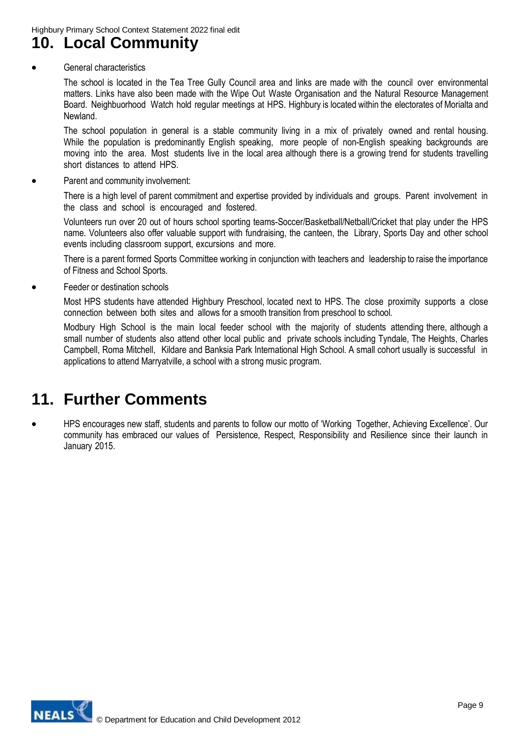## 10. Local Community

- General characteristics

  The school is located in the Tea Tree Gully Council area and links are made with the council over environmental matters. Links have also been made with the Wipe Out Waste Organisation and the Natural Resource Management Board. Neighbuorhood Watch hold regular meetings at HPS. Highbury is located within the electorates of Morialta and Newland.

  The school population in general is a stable community living in a mix of privately owned and rental housing. While the population is predominantly English speaking, more people of non-English speaking backgrounds are moving into the area. Most students live in the local area although there is a growing trend for students travelling short distances to attend HPS.

- Parent and community involvement:

  There is a high level of parent commitment and expertise provided by individuals and groups. Parent involvement in the class and school is encouraged and fostered.

  Volunteers run over 20 out of hours school sporting teams-Soccer/Basketball/Netball/Cricket that play under the HPS name. Volunteers also offer valuable support with fundraising, the canteen, the Library, Sports Day and other school events including classroom support, excursions and more.

  There is a parent formed Sports Committee working in conjunction with teachers and leadership to raise the importance of Fitness and School Sports.

- Feeder or destination schools

  Most HPS students have attended Highbury Preschool, located next to HPS. The close proximity supports a close connection between both sites and allows for a smooth transition from preschool to school.

  Modbury High School is the main local feeder school with the majority of students attending there, although a small number of students also attend other local public and private schools including Tyndale, The Heights, Charles Campbell, Roma Mitchell, Kildare and Banksia Park International High School. A small cohort usually is successful in applications to attend Marryatville, a school with a strong music program.

## 11. Further Comments

- HPS encourages new staff, students and parents to follow our motto of 'Working Together, Achieving Excellence'. Our community has embraced our values of Persistence, Respect, Responsibility and Resilience since their launch in January 2015.